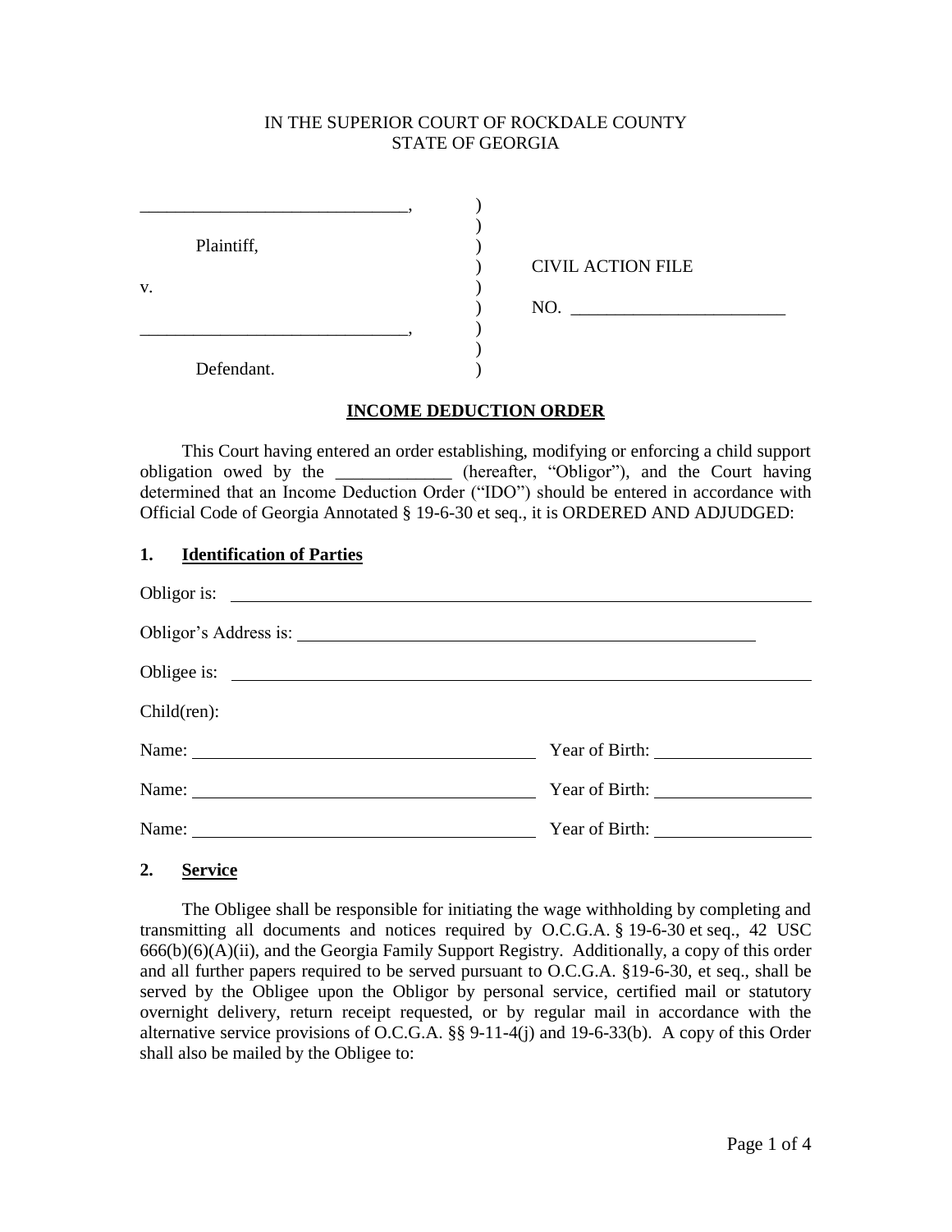IN THE SUPERIOR COURT OF ROCKDALE COUNTY
STATE OF GEORGIA

| | | |
|---|---|---|
| ______________________________, | ) | |
| | ) | |
| Plaintiff, | ) | |
| | ) | CIVIL ACTION FILE |
| v. | ) | |
| | ) | NO. ________________________ |
| ______________________________, | ) | |
| | ) | |
| Defendant. | ) | |

## INCOME DEDUCTION ORDER

This Court having entered an order establishing, modifying or enforcing a child support obligation owed by the _____________ (hereafter, "Obligor"), and the Court having determined that an Income Deduction Order ("IDO") should be entered in accordance with Official Code of Georgia Annotated § 19-6-30 et seq., it is ORDERED AND ADJUDGED:

### 1. Identification of Parties

Obligor is: ____________________________________________

Obligor's Address is: ____________________________________________

Obligee is: ____________________________________________

Child(ren):

Name: ______________________________ Year of Birth: ______________

Name: ______________________________ Year of Birth: ______________

Name: ______________________________ Year of Birth: ______________

### 2. Service

The Obligee shall be responsible for initiating the wage withholding by completing and transmitting all documents and notices required by O.C.G.A. § 19-6-30 et seq., 42 USC 666(b)(6)(A)(ii), and the Georgia Family Support Registry. Additionally, a copy of this order and all further papers required to be served pursuant to O.C.G.A. §19-6-30, et seq., shall be served by the Obligee upon the Obligor by personal service, certified mail or statutory overnight delivery, return receipt requested, or by regular mail in accordance with the alternative service provisions of O.C.G.A. §§ 9-11-4(j) and 19-6-33(b). A copy of this Order shall also be mailed by the Obligee to: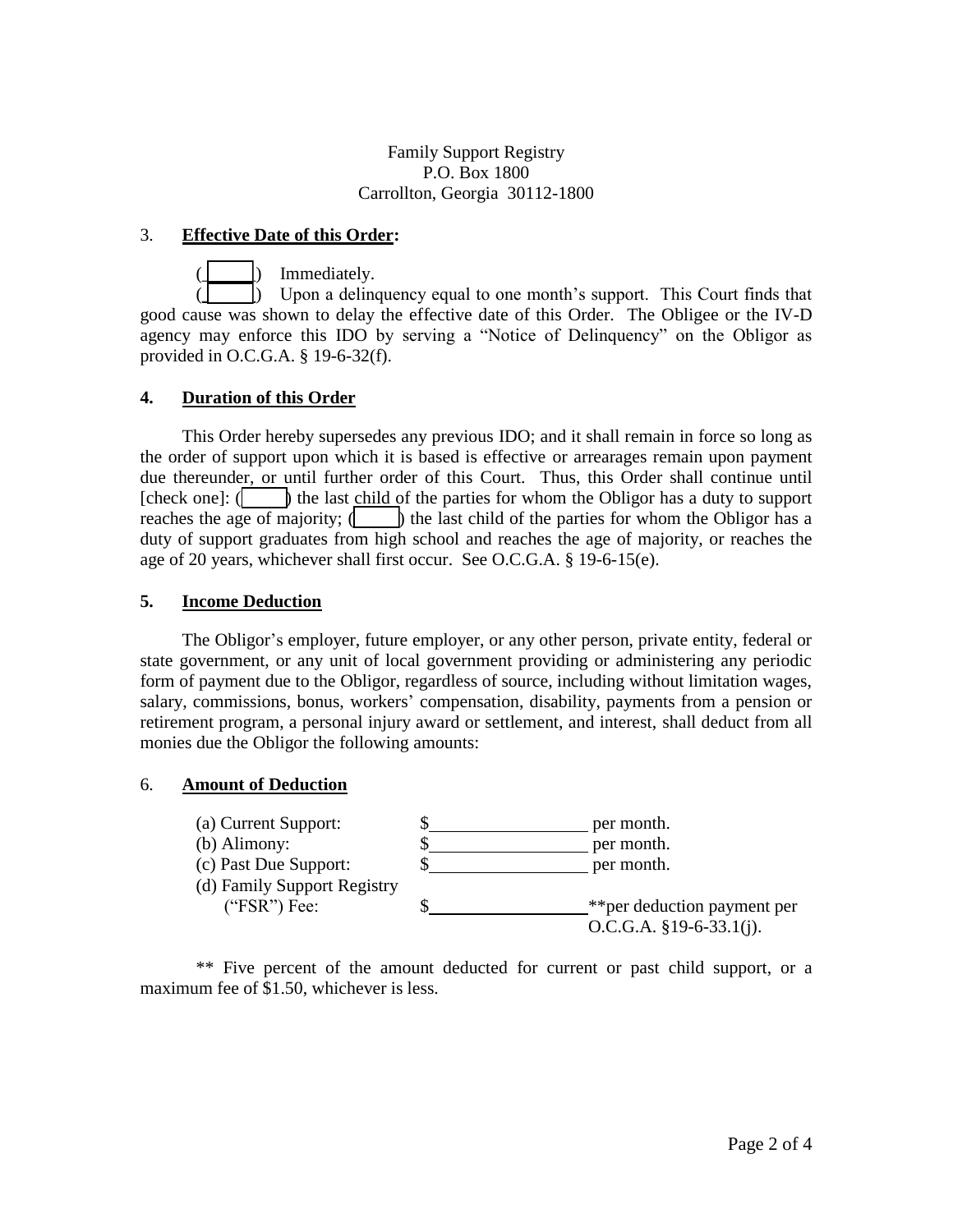Family Support Registry
P.O. Box 1800
Carrollton, Georgia 30112-1800

3. **Effective Date of this Order:**

( ____ ) Immediately.

( ____ ) Upon a delinquency equal to one month's support. This Court finds that good cause was shown to delay the effective date of this Order. The Obligee or the IV-D agency may enforce this IDO by serving a "Notice of Delinquency" on the Obligor as provided in O.C.G.A. § 19-6-32(f).

**4. Duration of this Order**

This Order hereby supersedes any previous IDO; and it shall remain in force so long as the order of support upon which it is based is effective or arrearages remain upon payment due thereunder, or until further order of this Court. Thus, this Order shall continue until [check one]: ( ____ ) the last child of the parties for whom the Obligor has a duty to support reaches the age of majority; ( ____ ) the last child of the parties for whom the Obligor has a duty of support graduates from high school and reaches the age of majority, or reaches the age of 20 years, whichever shall first occur. See O.C.G.A. § 19-6-15(e).

**5. Income Deduction**

The Obligor's employer, future employer, or any other person, private entity, federal or state government, or any unit of local government providing or administering any periodic form of payment due to the Obligor, regardless of source, including without limitation wages, salary, commissions, bonus, workers' compensation, disability, payments from a pension or retirement program, a personal injury award or settlement, and interest, shall deduct from all monies due the Obligor the following amounts:

6. **Amount of Deduction**

(a) Current Support: $__________________ per month.

(b) Alimony: $__________________ per month.

(c) Past Due Support: $__________________ per month.

(d) Family Support Registry ("FSR") Fee: $__________________ **per deduction payment per O.C.G.A. §19-6-33.1(j).

** Five percent of the amount deducted for current or past child support, or a maximum fee of $1.50, whichever is less.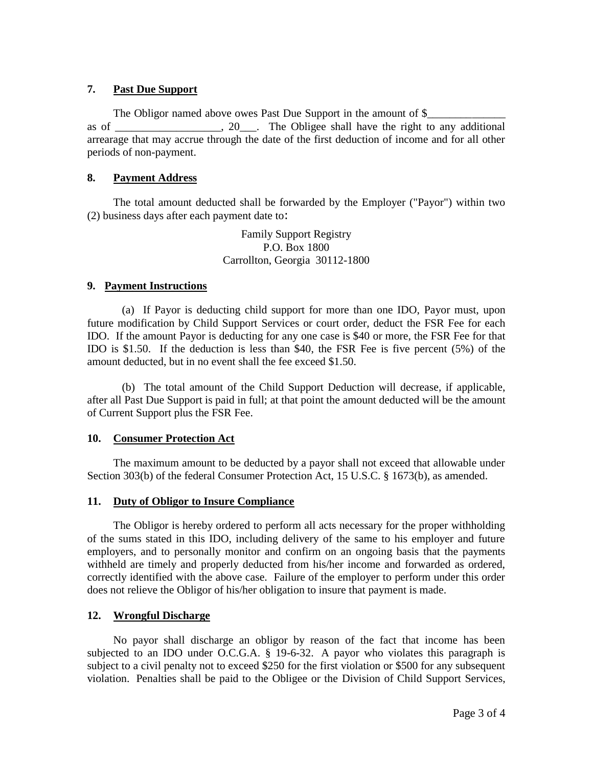### 7. Past Due Support

The Obligor named above owes Past Due Support in the amount of $______________ as of ___________________, 20___. The Obligee shall have the right to any additional arrearage that may accrue through the date of the first deduction of income and for all other periods of non-payment.

### 8. Payment Address

The total amount deducted shall be forwarded by the Employer ("Payor") within two (2) business days after each payment date to:

Family Support Registry
P.O. Box 1800
Carrollton, Georgia 30112-1800

### 9. Payment Instructions

(a) If Payor is deducting child support for more than one IDO, Payor must, upon future modification by Child Support Services or court order, deduct the FSR Fee for each IDO. If the amount Payor is deducting for any one case is $40 or more, the FSR Fee for that IDO is $1.50. If the deduction is less than $40, the FSR Fee is five percent (5%) of the amount deducted, but in no event shall the fee exceed $1.50.

(b) The total amount of the Child Support Deduction will decrease, if applicable, after all Past Due Support is paid in full; at that point the amount deducted will be the amount of Current Support plus the FSR Fee.

### 10. Consumer Protection Act

The maximum amount to be deducted by a payor shall not exceed that allowable under Section 303(b) of the federal Consumer Protection Act, 15 U.S.C. § 1673(b), as amended.

### 11. Duty of Obligor to Insure Compliance

The Obligor is hereby ordered to perform all acts necessary for the proper withholding of the sums stated in this IDO, including delivery of the same to his employer and future employers, and to personally monitor and confirm on an ongoing basis that the payments withheld are timely and properly deducted from his/her income and forwarded as ordered, correctly identified with the above case. Failure of the employer to perform under this order does not relieve the Obligor of his/her obligation to insure that payment is made.

### 12. Wrongful Discharge

No payor shall discharge an obligor by reason of the fact that income has been subjected to an IDO under O.C.G.A. § 19-6-32. A payor who violates this paragraph is subject to a civil penalty not to exceed $250 for the first violation or $500 for any subsequent violation. Penalties shall be paid to the Obligee or the Division of Child Support Services,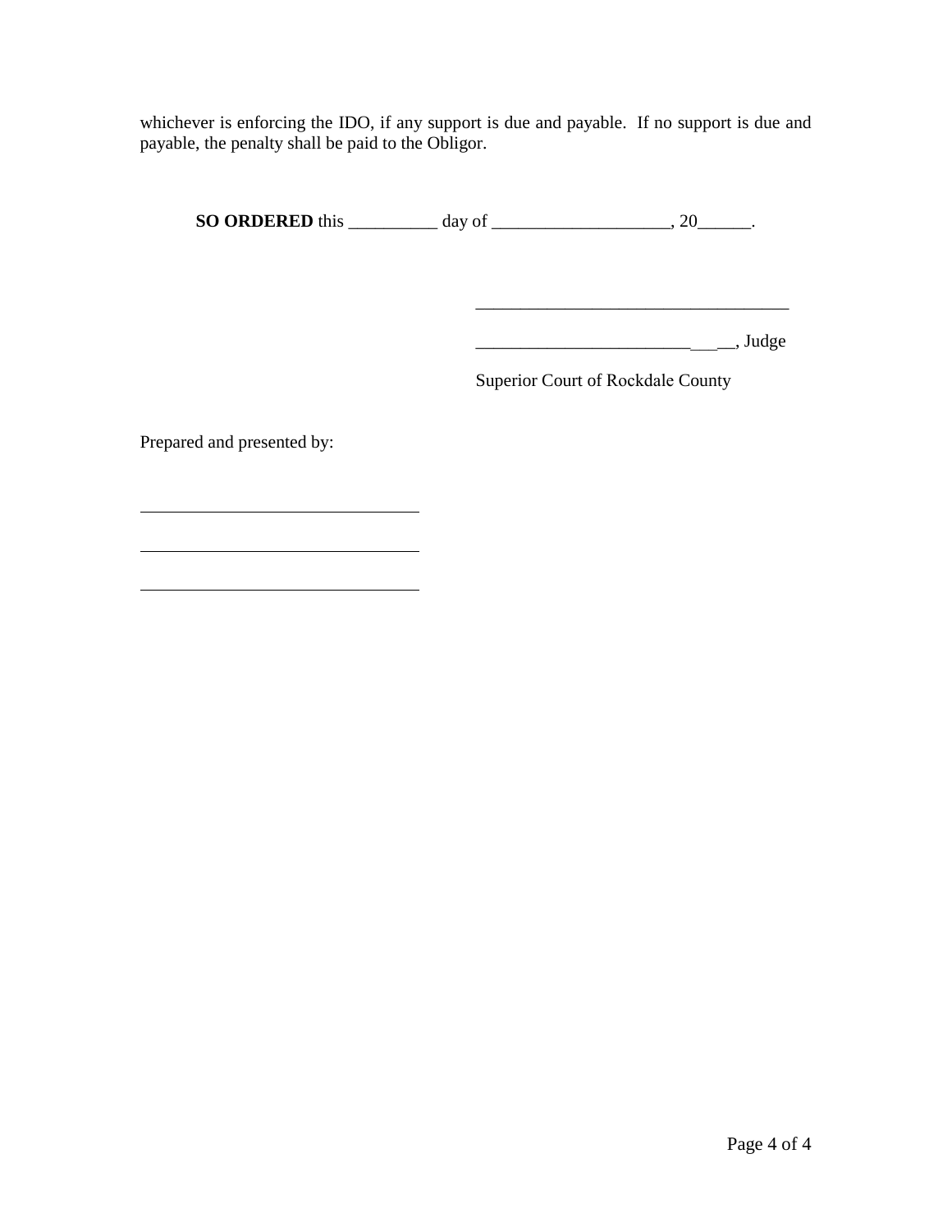whichever is enforcing the IDO, if any support is due and payable. If no support is due and payable, the penalty shall be paid to the Obligor.

**SO ORDERED** this __________ day of ____________________, 20______.

___________________________________

_____________________________, Judge

Superior Court of Rockdale County

Prepared and presented by:

________________________________

________________________________

________________________________